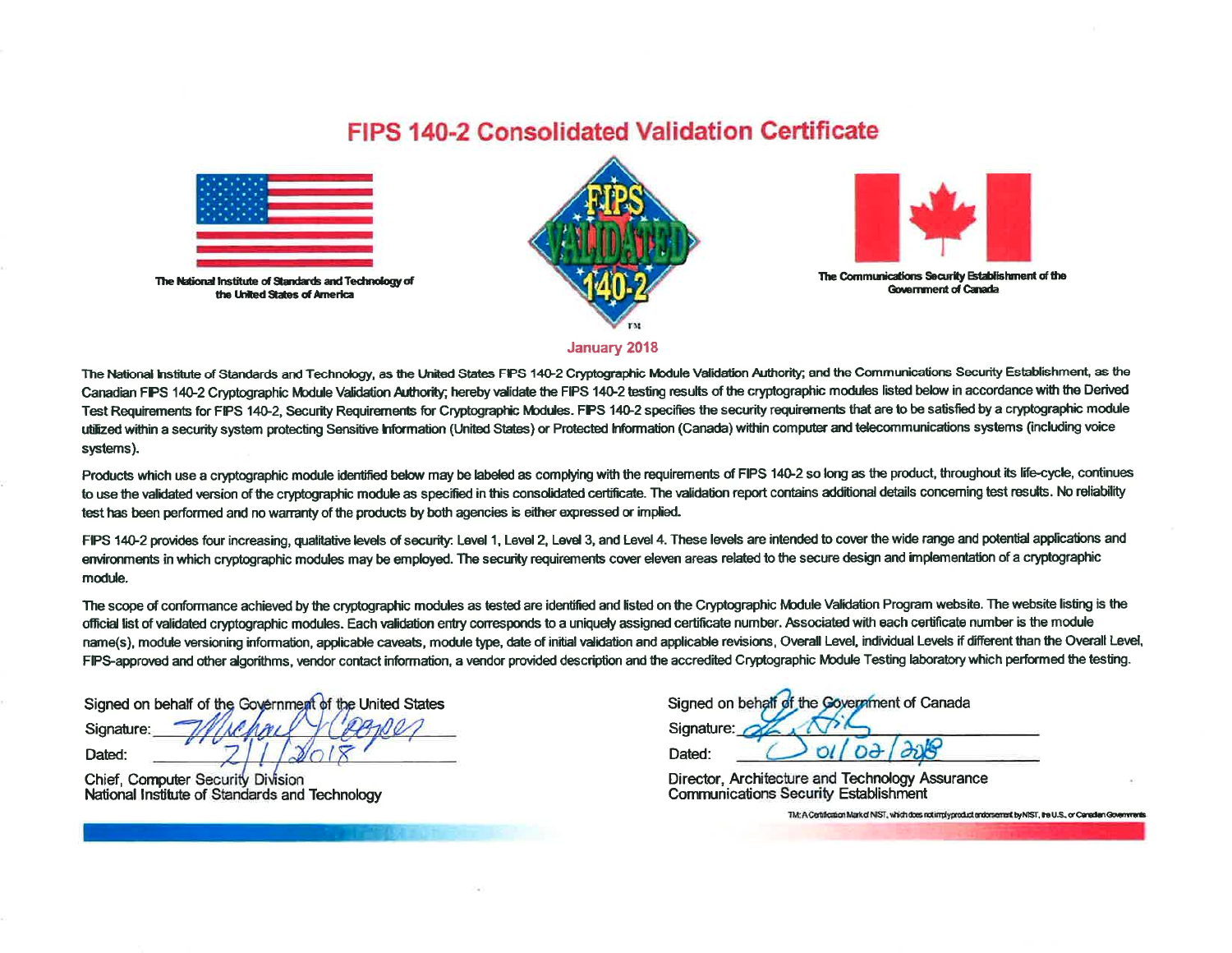# FIPS 140-2 Consolidated Validation Certificate

The National Institute of Standards and Technology of the United States of America

The Communications Security Establishment of the Government of Canada

**January 2018**

The National Institute of Standards and Technology, as the United States FIPS 140-2 Cryptographic Module Validation Authority; and the Communications Security Establishment, as the Canadian FIPS 140-2 Cryptographic Module Validation Authority; hereby validate the FIPS 140-2 testing results of the cryptographic modules listed below in accordance with the Derived Test Requirements for FIPS 140-2, Security Requirements for Cryptographic Modules. FIPS 140-2 specifies the security requirements that are to be satisfied by a cryptographic module utilized within a security system protecting Sensitive Information (United States) or Protected Information (Canada) within computer and telecommunications systems (including voice systems).

Products which use a cryptographic module identified below may be labeled as complying with the requirements of FIPS 140-2 so long as the product, throughout its life-cycle, continues to use the validated version of the cryptographic module as specified in this consolidated certificate. The validation report contains additional details concerning test results. No reliability test has been performed and no warranty of the products by both agencies is either expressed or implied.

FIPS 140-2 provides four increasing, qualitative levels of security: Level 1, Level 2, Level 3, and Level 4. These levels are intended to cover the wide range and potential applications and environments in which cryptographic modules may be employed. The security requirements cover eleven areas related to the secure design and implementation of a cryptographic module.

The scope of conformance achieved by the cryptographic modules as tested are identified and listed on the Cryptographic Module Validation Program website. The website listing is the official list of validated cryptographic modules. Each validation entry corresponds to a uniquely assigned certificate number. Associated with each certificate number is the module name(s), module versioning information, applicable caveats, module type, date of initial validation and applicable revisions, Overall Level, individual Levels if different than the Overall Level, FIPS-approved and other algorithms, vendor contact information, a vendor provided description and the accredited Cryptographic Module Testing laboratory which performed the testing.

Signed on behalf of the Government of the United States

Signature: Michael Cooper

Dated: 2/1/2018

Chief, Computer Security Division
National Institute of Standards and Technology

Signed on behalf of the Government of Canada

Signature:

Dated: 01/02/2018

Director, Architecture and Technology Assurance
Communications Security Establishment

TM: A Certification Mark of NIST, which does not imply product endorsement by NIST, the U.S., or Canadian Governments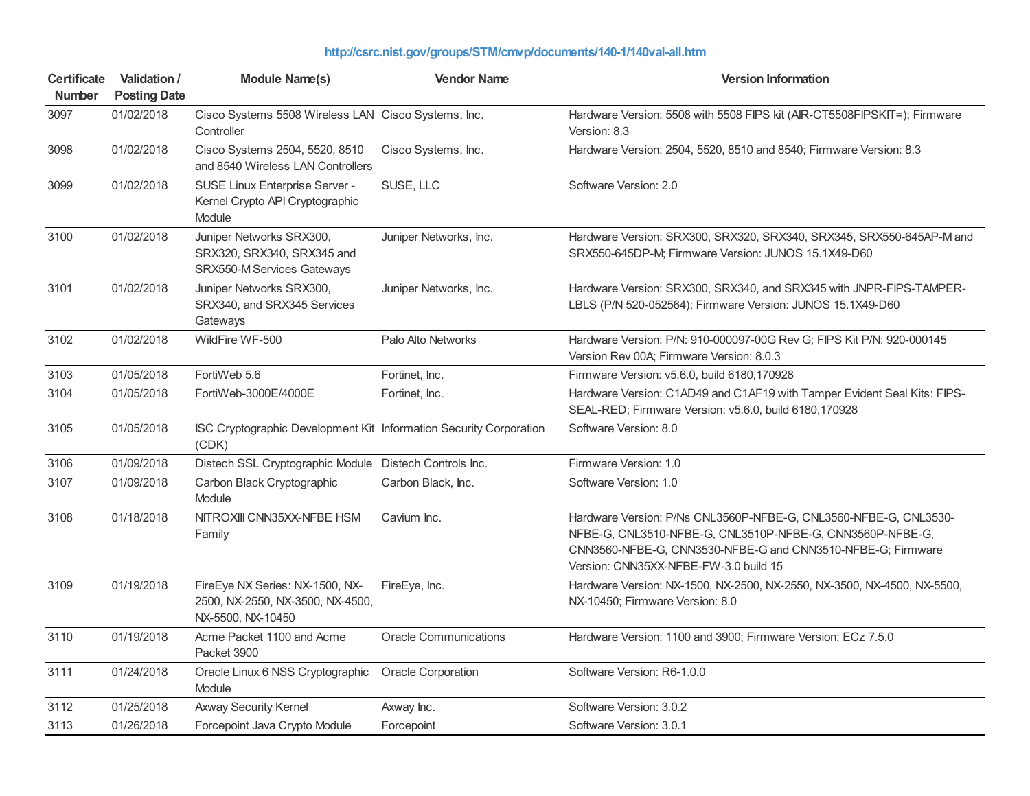http://csrc.nist.gov/groups/STM/cmvp/documents/140-1/140val-all.htm

| Certificate Number | Validation / Posting Date | Module Name(s) | Vendor Name | Version Information |
|---|---|---|---|---|
| 3097 | 01/02/2018 | Cisco Systems 5508 Wireless LAN Controller | Cisco Systems, Inc. | Hardware Version: 5508 with 5508 FIPS kit (AIR-CT5508FIPSKIT=); Firmware Version: 8.3 |
| 3098 | 01/02/2018 | Cisco Systems 2504, 5520, 8510 and 8540 Wireless LAN Controllers | Cisco Systems, Inc. | Hardware Version: 2504, 5520, 8510 and 8540; Firmware Version: 8.3 |
| 3099 | 01/02/2018 | SUSE Linux Enterprise Server - Kernel Crypto API Cryptographic Module | SUSE, LLC | Software Version: 2.0 |
| 3100 | 01/02/2018 | Juniper Networks SRX300, SRX320, SRX340, SRX345 and SRX550-M Services Gateways | Juniper Networks, Inc. | Hardware Version: SRX300, SRX320, SRX340, SRX345, SRX550-645AP-M and SRX550-645DP-M; Firmware Version: JUNOS 15.1X49-D60 |
| 3101 | 01/02/2018 | Juniper Networks SRX300, SRX340, and SRX345 Services Gateways | Juniper Networks, Inc. | Hardware Version: SRX300, SRX340, and SRX345 with JNPR-FIPS-TAMPER-LBLS (P/N 520-052564); Firmware Version: JUNOS 15.1X49-D60 |
| 3102 | 01/02/2018 | WildFire WF-500 | Palo Alto Networks | Hardware Version: P/N: 910-000097-00G Rev G; FIPS Kit P/N: 920-000145 Version Rev 00A; Firmware Version: 8.0.3 |
| 3103 | 01/05/2018 | FortiWeb 5.6 | Fortinet, Inc. | Firmware Version: v5.6.0, build 6180,170928 |
| 3104 | 01/05/2018 | FortiWeb-3000E/4000E | Fortinet, Inc. | Hardware Version: C1AD49 and C1AF19 with Tamper Evident Seal Kits: FIPS-SEAL-RED; Firmware Version: v5.6.0, build 6180,170928 |
| 3105 | 01/05/2018 | ISC Cryptographic Development Kit (CDK) | Information Security Corporation | Software Version: 8.0 |
| 3106 | 01/09/2018 | Distech SSL Cryptographic Module | Distech Controls Inc. | Firmware Version: 1.0 |
| 3107 | 01/09/2018 | Carbon Black Cryptographic Module | Carbon Black, Inc. | Software Version: 1.0 |
| 3108 | 01/18/2018 | NITROXIII CNN35XX-NFBE HSM Family | Cavium Inc. | Hardware Version: P/Ns CNL3560P-NFBE-G, CNL3560-NFBE-G, CNL3530-NFBE-G, CNL3510-NFBE-G, CNL3510P-NFBE-G, CNN3560P-NFBE-G, CNN3560-NFBE-G, CNN3530-NFBE-G and CNN3510-NFBE-G; Firmware Version: CNN35XX-NFBE-FW-3.0 build 15 |
| 3109 | 01/19/2018 | FireEye NX Series: NX-1500, NX-2500, NX-2550, NX-3500, NX-4500, NX-5500, NX-10450 | FireEye, Inc. | Hardware Version: NX-1500, NX-2500, NX-2550, NX-3500, NX-4500, NX-5500, NX-10450; Firmware Version: 8.0 |
| 3110 | 01/19/2018 | Acme Packet 1100 and Acme Packet 3900 | Oracle Communications | Hardware Version: 1100 and 3900; Firmware Version: ECz 7.5.0 |
| 3111 | 01/24/2018 | Oracle Linux 6 NSS Cryptographic Module | Oracle Corporation | Software Version: R6-1.0.0 |
| 3112 | 01/25/2018 | Axway Security Kernel | Axway Inc. | Software Version: 3.0.2 |
| 3113 | 01/26/2018 | Forcepoint Java Crypto Module | Forcepoint | Software Version: 3.0.1 |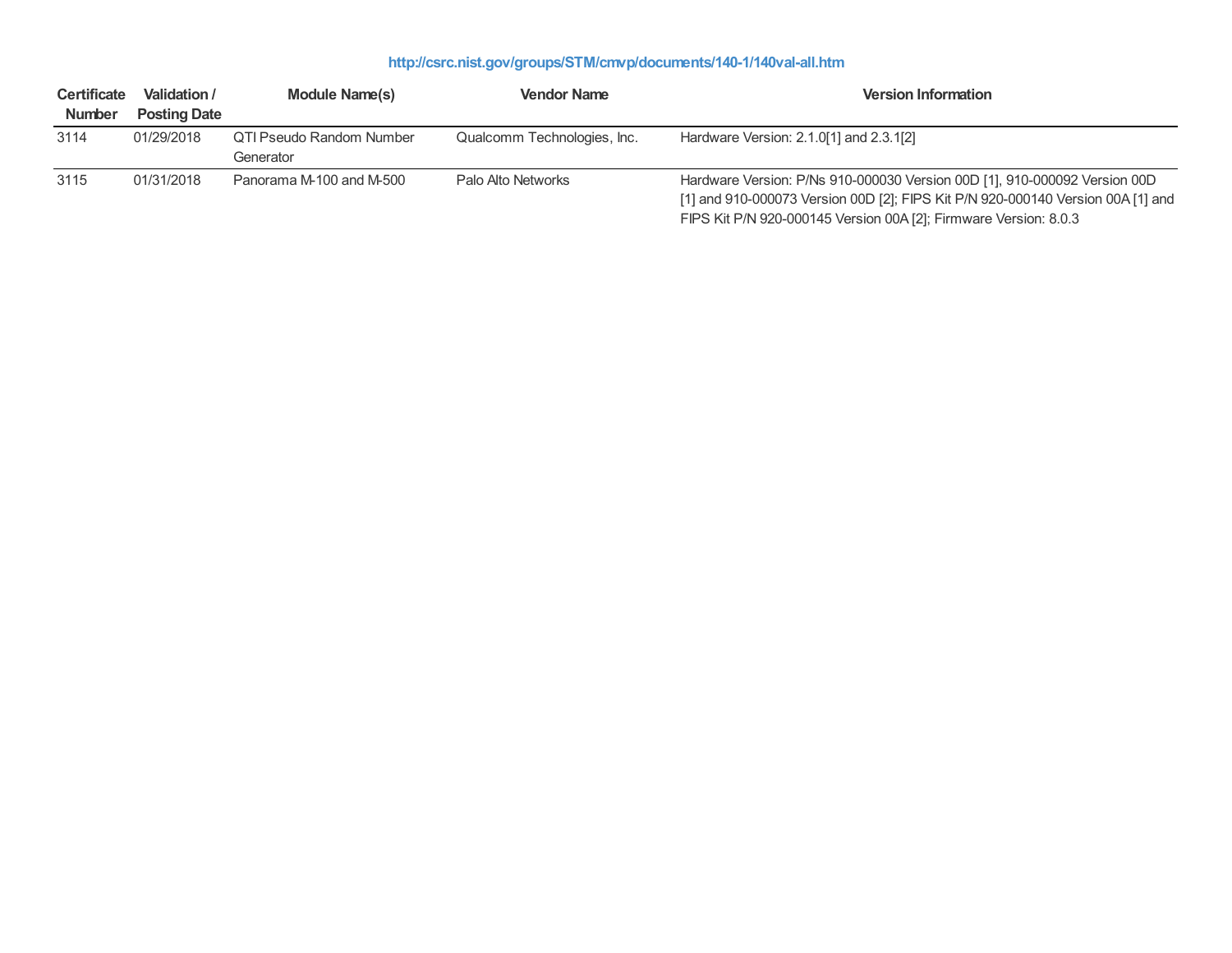http://csrc.nist.gov/groups/STM/cmvp/documents/140-1/140val-all.htm

| Certificate Number | Validation / Posting Date | Module Name(s) | Vendor Name | Version Information |
|---|---|---|---|---|
| 3114 | 01/29/2018 | QTI Pseudo Random Number Generator | Qualcomm Technologies, Inc. | Hardware Version: 2.1.0[1] and 2.3.1[2] |
| 3115 | 01/31/2018 | Panorama M-100 and M-500 | Palo Alto Networks | Hardware Version: P/Ns 910-000030 Version 00D [1], 910-000092 Version 00D [1] and 910-000073 Version 00D [2]; FIPS Kit P/N 920-000140 Version 00A [1] and FIPS Kit P/N 920-000145 Version 00A [2]; Firmware Version: 8.0.3 |